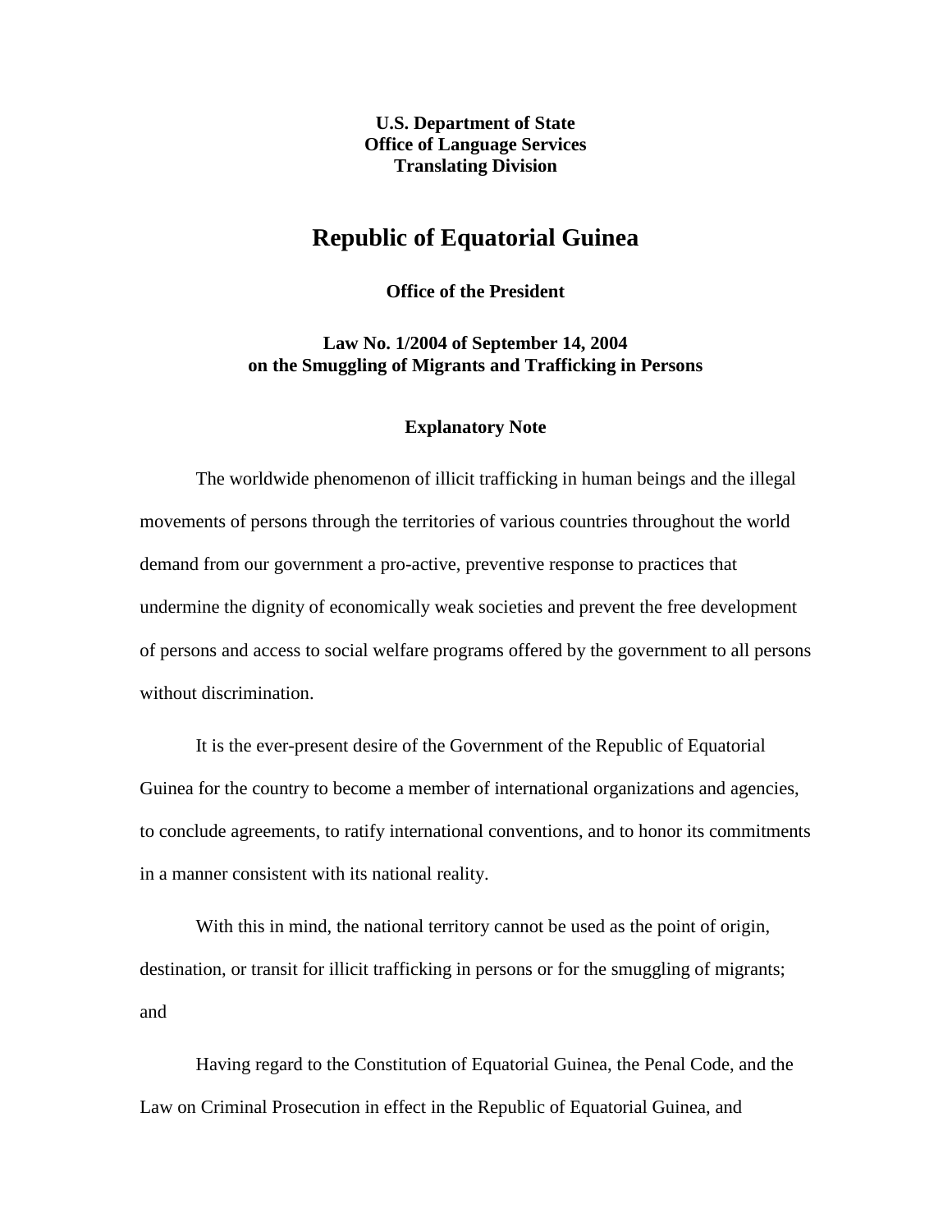**U.S. Department of State**
**Office of Language Services**
**Translating Division**

# Republic of Equatorial Guinea

### Office of the President

### Law No. 1/2004 of September 14, 2004 on the Smuggling of Migrants and Trafficking in Persons

#### Explanatory Note

The worldwide phenomenon of illicit trafficking in human beings and the illegal movements of persons through the territories of various countries throughout the world demand from our government a pro-active, preventive response to practices that undermine the dignity of economically weak societies and prevent the free development of persons and access to social welfare programs offered by the government to all persons without discrimination.

It is the ever-present desire of the Government of the Republic of Equatorial Guinea for the country to become a member of international organizations and agencies, to conclude agreements, to ratify international conventions, and to honor its commitments in a manner consistent with its national reality.

With this in mind, the national territory cannot be used as the point of origin, destination, or transit for illicit trafficking in persons or for the smuggling of migrants; and

Having regard to the Constitution of Equatorial Guinea, the Penal Code, and the Law on Criminal Prosecution in effect in the Republic of Equatorial Guinea, and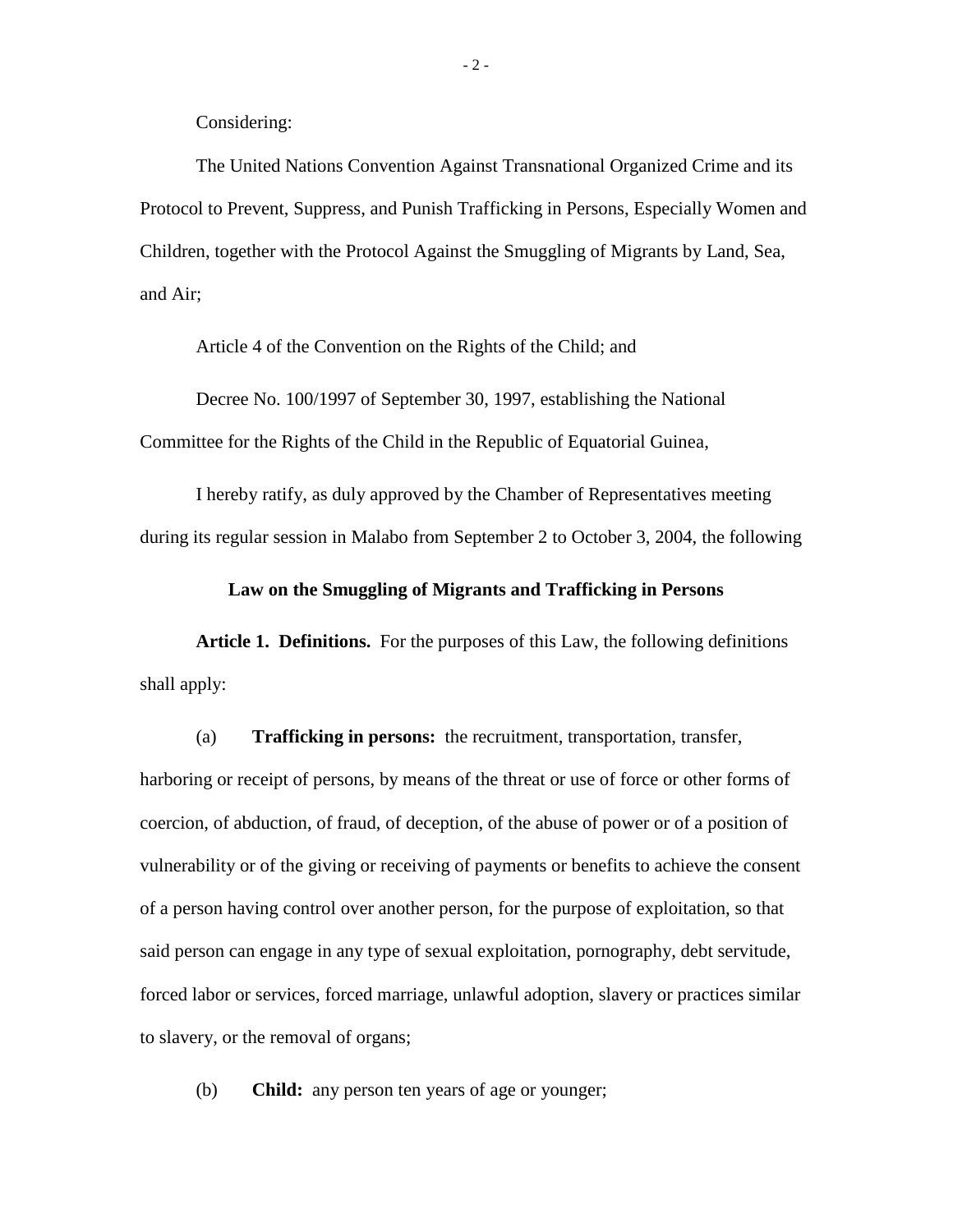Considering:

The United Nations Convention Against Transnational Organized Crime and its Protocol to Prevent, Suppress, and Punish Trafficking in Persons, Especially Women and Children, together with the Protocol Against the Smuggling of Migrants by Land, Sea, and Air;

Article 4 of the Convention on the Rights of the Child; and

Decree No. 100/1997 of September 30, 1997, establishing the National Committee for the Rights of the Child in the Republic of Equatorial Guinea,

I hereby ratify, as duly approved by the Chamber of Representatives meeting during its regular session in Malabo from September 2 to October 3, 2004, the following

**Law on the Smuggling of Migrants and Trafficking in Persons**

**Article 1. Definitions.** For the purposes of this Law, the following definitions shall apply:

(a) **Trafficking in persons:** the recruitment, transportation, transfer, harboring or receipt of persons, by means of the threat or use of force or other forms of coercion, of abduction, of fraud, of deception, of the abuse of power or of a position of vulnerability or of the giving or receiving of payments or benefits to achieve the consent of a person having control over another person, for the purpose of exploitation, so that said person can engage in any type of sexual exploitation, pornography, debt servitude, forced labor or services, forced marriage, unlawful adoption, slavery or practices similar to slavery, or the removal of organs;

(b) **Child:** any person ten years of age or younger;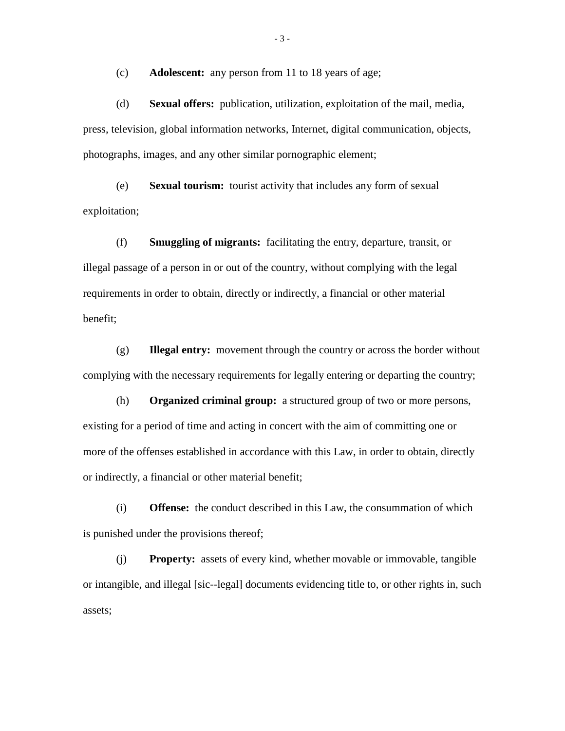(c) **Adolescent:** any person from 11 to 18 years of age;

(d) **Sexual offers:** publication, utilization, exploitation of the mail, media, press, television, global information networks, Internet, digital communication, objects, photographs, images, and any other similar pornographic element;

(e) **Sexual tourism:** tourist activity that includes any form of sexual exploitation;

(f) **Smuggling of migrants:** facilitating the entry, departure, transit, or illegal passage of a person in or out of the country, without complying with the legal requirements in order to obtain, directly or indirectly, a financial or other material benefit;

(g) **Illegal entry:** movement through the country or across the border without complying with the necessary requirements for legally entering or departing the country;

(h) **Organized criminal group:** a structured group of two or more persons, existing for a period of time and acting in concert with the aim of committing one or more of the offenses established in accordance with this Law, in order to obtain, directly or indirectly, a financial or other material benefit;

(i) **Offense:** the conduct described in this Law, the consummation of which is punished under the provisions thereof;

(j) **Property:** assets of every kind, whether movable or immovable, tangible or intangible, and illegal [sic--legal] documents evidencing title to, or other rights in, such assets;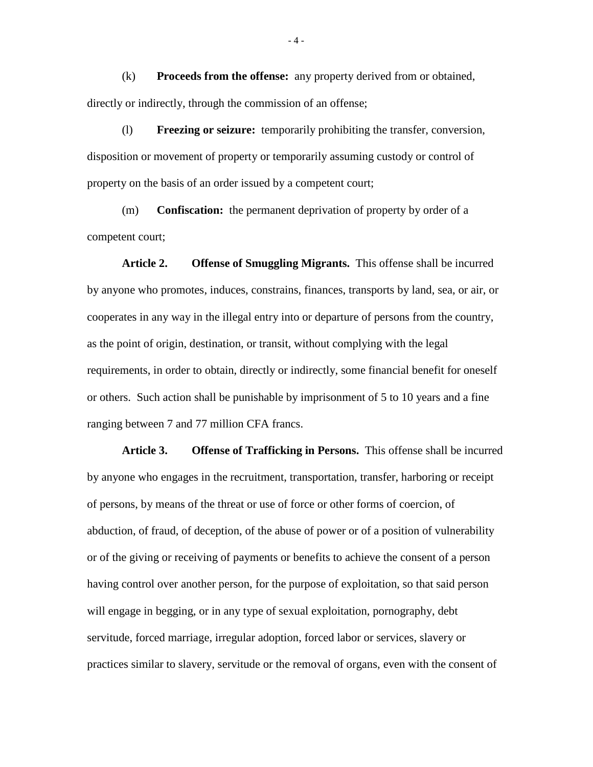(k) **Proceeds from the offense:** any property derived from or obtained, directly or indirectly, through the commission of an offense;

(l) **Freezing or seizure:** temporarily prohibiting the transfer, conversion, disposition or movement of property or temporarily assuming custody or control of property on the basis of an order issued by a competent court;

(m) **Confiscation:** the permanent deprivation of property by order of a competent court;

**Article 2. Offense of Smuggling Migrants.** This offense shall be incurred by anyone who promotes, induces, constrains, finances, transports by land, sea, or air, or cooperates in any way in the illegal entry into or departure of persons from the country, as the point of origin, destination, or transit, without complying with the legal requirements, in order to obtain, directly or indirectly, some financial benefit for oneself or others. Such action shall be punishable by imprisonment of 5 to 10 years and a fine ranging between 7 and 77 million CFA francs.

**Article 3. Offense of Trafficking in Persons.** This offense shall be incurred by anyone who engages in the recruitment, transportation, transfer, harboring or receipt of persons, by means of the threat or use of force or other forms of coercion, of abduction, of fraud, of deception, of the abuse of power or of a position of vulnerability or of the giving or receiving of payments or benefits to achieve the consent of a person having control over another person, for the purpose of exploitation, so that said person will engage in begging, or in any type of sexual exploitation, pornography, debt servitude, forced marriage, irregular adoption, forced labor or services, slavery or practices similar to slavery, servitude or the removal of organs, even with the consent of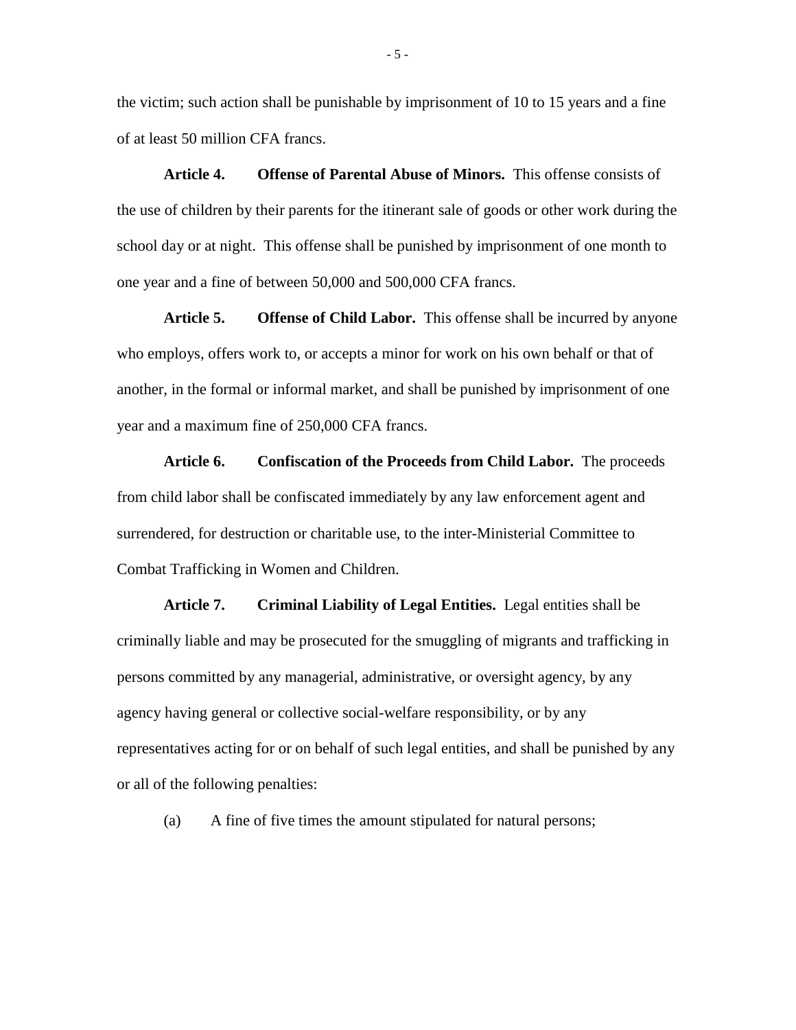the victim; such action shall be punishable by imprisonment of 10 to 15 years and a fine of at least 50 million CFA francs.

**Article 4. Offense of Parental Abuse of Minors.** This offense consists of the use of children by their parents for the itinerant sale of goods or other work during the school day or at night. This offense shall be punished by imprisonment of one month to one year and a fine of between 50,000 and 500,000 CFA francs.

**Article 5. Offense of Child Labor.** This offense shall be incurred by anyone who employs, offers work to, or accepts a minor for work on his own behalf or that of another, in the formal or informal market, and shall be punished by imprisonment of one year and a maximum fine of 250,000 CFA francs.

**Article 6. Confiscation of the Proceeds from Child Labor.** The proceeds from child labor shall be confiscated immediately by any law enforcement agent and surrendered, for destruction or charitable use, to the inter-Ministerial Committee to Combat Trafficking in Women and Children.

**Article 7. Criminal Liability of Legal Entities.** Legal entities shall be criminally liable and may be prosecuted for the smuggling of migrants and trafficking in persons committed by any managerial, administrative, or oversight agency, by any agency having general or collective social-welfare responsibility, or by any representatives acting for or on behalf of such legal entities, and shall be punished by any or all of the following penalties:

(a) A fine of five times the amount stipulated for natural persons;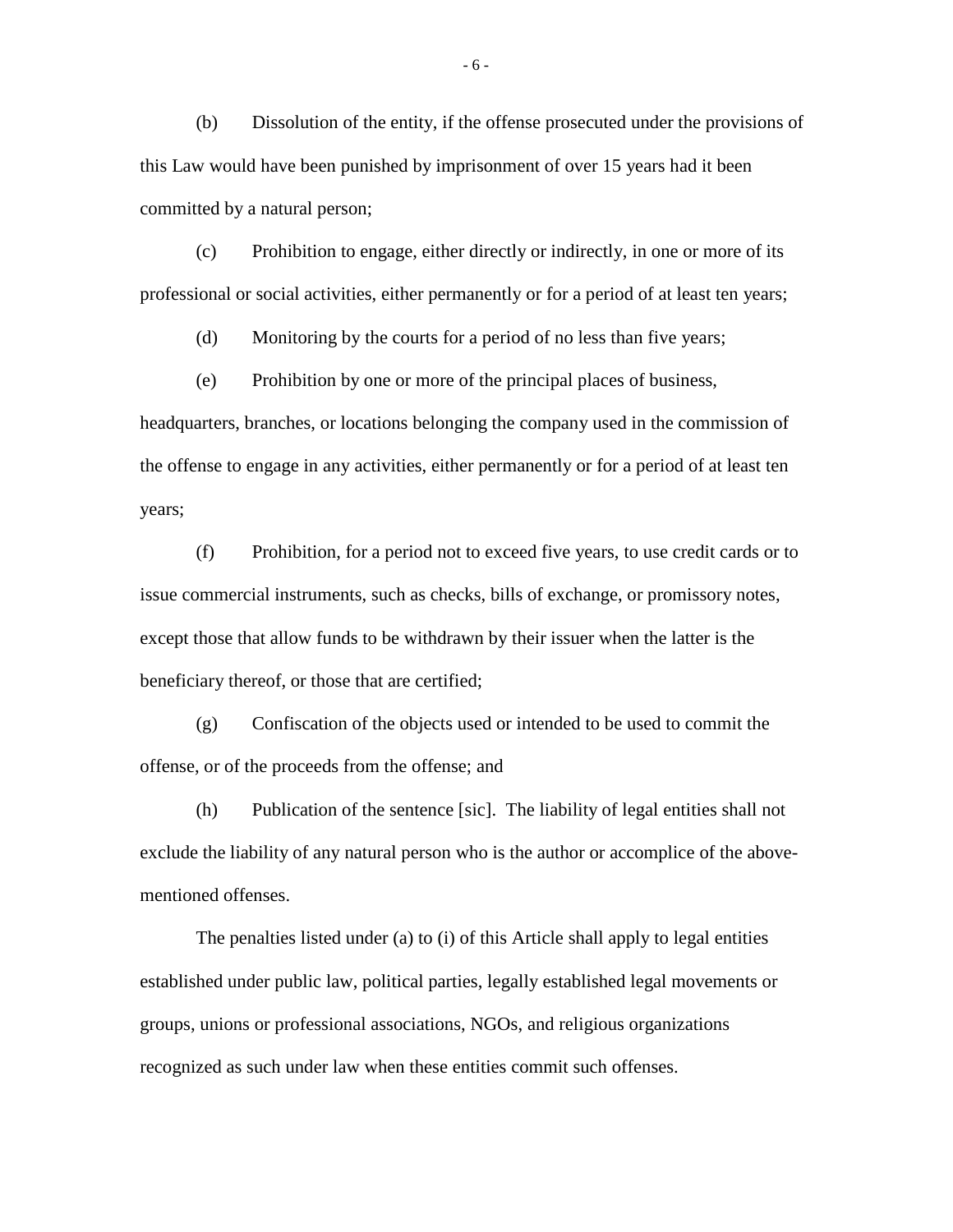(b) Dissolution of the entity, if the offense prosecuted under the provisions of this Law would have been punished by imprisonment of over 15 years had it been committed by a natural person;

(c) Prohibition to engage, either directly or indirectly, in one or more of its professional or social activities, either permanently or for a period of at least ten years;

(d) Monitoring by the courts for a period of no less than five years;

(e) Prohibition by one or more of the principal places of business, headquarters, branches, or locations belonging the company used in the commission of the offense to engage in any activities, either permanently or for a period of at least ten years;

(f) Prohibition, for a period not to exceed five years, to use credit cards or to issue commercial instruments, such as checks, bills of exchange, or promissory notes, except those that allow funds to be withdrawn by their issuer when the latter is the beneficiary thereof, or those that are certified;

(g) Confiscation of the objects used or intended to be used to commit the offense, or of the proceeds from the offense; and

(h) Publication of the sentence [sic]. The liability of legal entities shall not exclude the liability of any natural person who is the author or accomplice of the above-mentioned offenses.

The penalties listed under (a) to (i) of this Article shall apply to legal entities established under public law, political parties, legally established legal movements or groups, unions or professional associations, NGOs, and religious organizations recognized as such under law when these entities commit such offenses.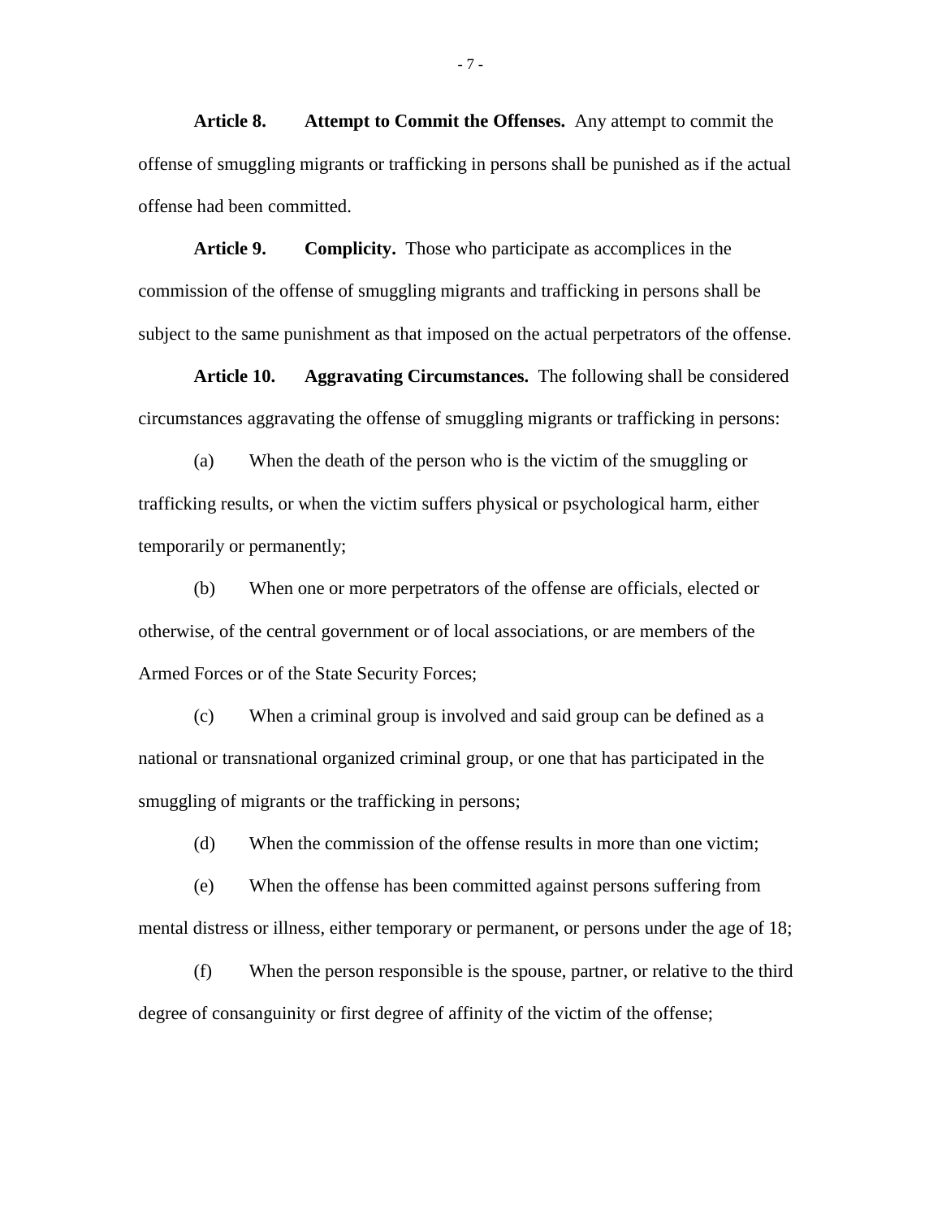**Article 8. Attempt to Commit the Offenses.** Any attempt to commit the offense of smuggling migrants or trafficking in persons shall be punished as if the actual offense had been committed.

**Article 9. Complicity.** Those who participate as accomplices in the commission of the offense of smuggling migrants and trafficking in persons shall be subject to the same punishment as that imposed on the actual perpetrators of the offense.

**Article 10. Aggravating Circumstances.** The following shall be considered circumstances aggravating the offense of smuggling migrants or trafficking in persons:

(a) When the death of the person who is the victim of the smuggling or trafficking results, or when the victim suffers physical or psychological harm, either temporarily or permanently;

(b) When one or more perpetrators of the offense are officials, elected or otherwise, of the central government or of local associations, or are members of the Armed Forces or of the State Security Forces;

(c) When a criminal group is involved and said group can be defined as a national or transnational organized criminal group, or one that has participated in the smuggling of migrants or the trafficking in persons;

(d) When the commission of the offense results in more than one victim;

(e) When the offense has been committed against persons suffering from mental distress or illness, either temporary or permanent, or persons under the age of 18;

(f) When the person responsible is the spouse, partner, or relative to the third degree of consanguinity or first degree of affinity of the victim of the offense;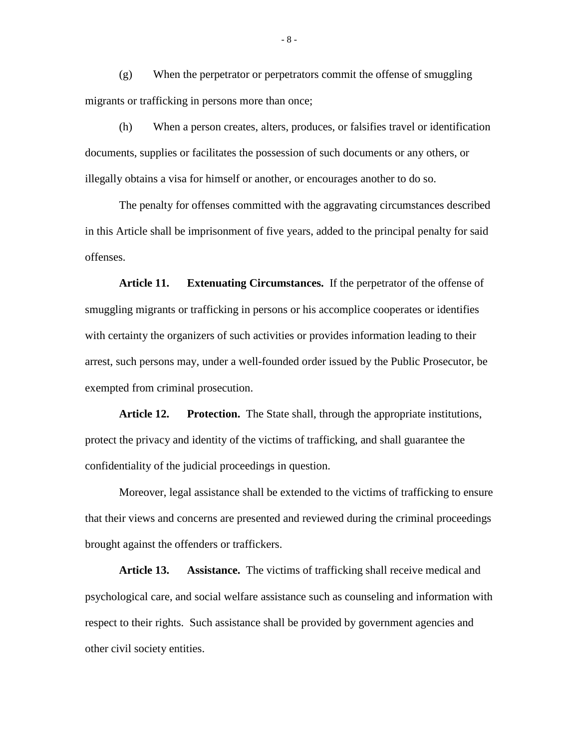(g) When the perpetrator or perpetrators commit the offense of smuggling migrants or trafficking in persons more than once;

(h) When a person creates, alters, produces, or falsifies travel or identification documents, supplies or facilitates the possession of such documents or any others, or illegally obtains a visa for himself or another, or encourages another to do so.

The penalty for offenses committed with the aggravating circumstances described in this Article shall be imprisonment of five years, added to the principal penalty for said offenses.

**Article 11. Extenuating Circumstances.** If the perpetrator of the offense of smuggling migrants or trafficking in persons or his accomplice cooperates or identifies with certainty the organizers of such activities or provides information leading to their arrest, such persons may, under a well-founded order issued by the Public Prosecutor, be exempted from criminal prosecution.

**Article 12. Protection.** The State shall, through the appropriate institutions, protect the privacy and identity of the victims of trafficking, and shall guarantee the confidentiality of the judicial proceedings in question.

Moreover, legal assistance shall be extended to the victims of trafficking to ensure that their views and concerns are presented and reviewed during the criminal proceedings brought against the offenders or traffickers.

**Article 13. Assistance.** The victims of trafficking shall receive medical and psychological care, and social welfare assistance such as counseling and information with respect to their rights. Such assistance shall be provided by government agencies and other civil society entities.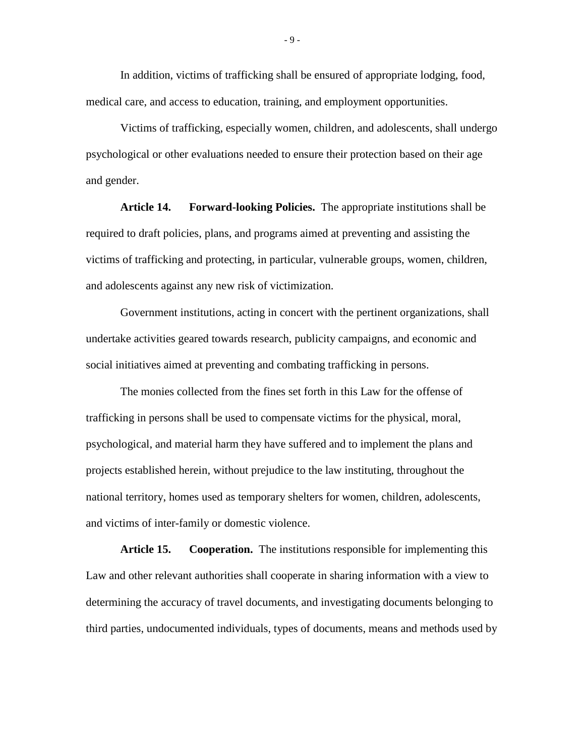In addition, victims of trafficking shall be ensured of appropriate lodging, food, medical care, and access to education, training, and employment opportunities.

Victims of trafficking, especially women, children, and adolescents, shall undergo psychological or other evaluations needed to ensure their protection based on their age and gender.

**Article 14. Forward-looking Policies.** The appropriate institutions shall be required to draft policies, plans, and programs aimed at preventing and assisting the victims of trafficking and protecting, in particular, vulnerable groups, women, children, and adolescents against any new risk of victimization.

Government institutions, acting in concert with the pertinent organizations, shall undertake activities geared towards research, publicity campaigns, and economic and social initiatives aimed at preventing and combating trafficking in persons.

The monies collected from the fines set forth in this Law for the offense of trafficking in persons shall be used to compensate victims for the physical, moral, psychological, and material harm they have suffered and to implement the plans and projects established herein, without prejudice to the law instituting, throughout the national territory, homes used as temporary shelters for women, children, adolescents, and victims of inter-family or domestic violence.

**Article 15. Cooperation.** The institutions responsible for implementing this Law and other relevant authorities shall cooperate in sharing information with a view to determining the accuracy of travel documents, and investigating documents belonging to third parties, undocumented individuals, types of documents, means and methods used by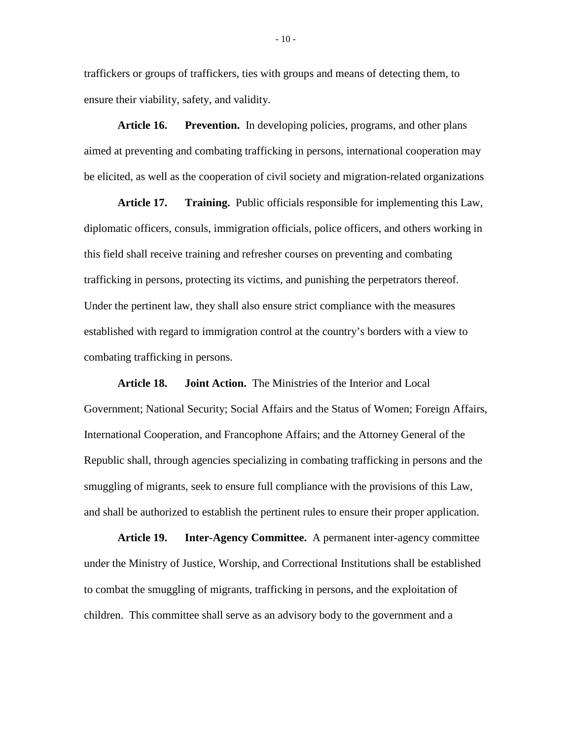traffickers or groups of traffickers, ties with groups and means of detecting them, to ensure their viability, safety, and validity.

**Article 16. Prevention.** In developing policies, programs, and other plans aimed at preventing and combating trafficking in persons, international cooperation may be elicited, as well as the cooperation of civil society and migration-related organizations

**Article 17. Training.** Public officials responsible for implementing this Law, diplomatic officers, consuls, immigration officials, police officers, and others working in this field shall receive training and refresher courses on preventing and combating trafficking in persons, protecting its victims, and punishing the perpetrators thereof. Under the pertinent law, they shall also ensure strict compliance with the measures established with regard to immigration control at the country's borders with a view to combating trafficking in persons.

**Article 18. Joint Action.** The Ministries of the Interior and Local Government; National Security; Social Affairs and the Status of Women; Foreign Affairs, International Cooperation, and Francophone Affairs; and the Attorney General of the Republic shall, through agencies specializing in combating trafficking in persons and the smuggling of migrants, seek to ensure full compliance with the provisions of this Law, and shall be authorized to establish the pertinent rules to ensure their proper application.

**Article 19. Inter-Agency Committee.** A permanent inter-agency committee under the Ministry of Justice, Worship, and Correctional Institutions shall be established to combat the smuggling of migrants, trafficking in persons, and the exploitation of children. This committee shall serve as an advisory body to the government and a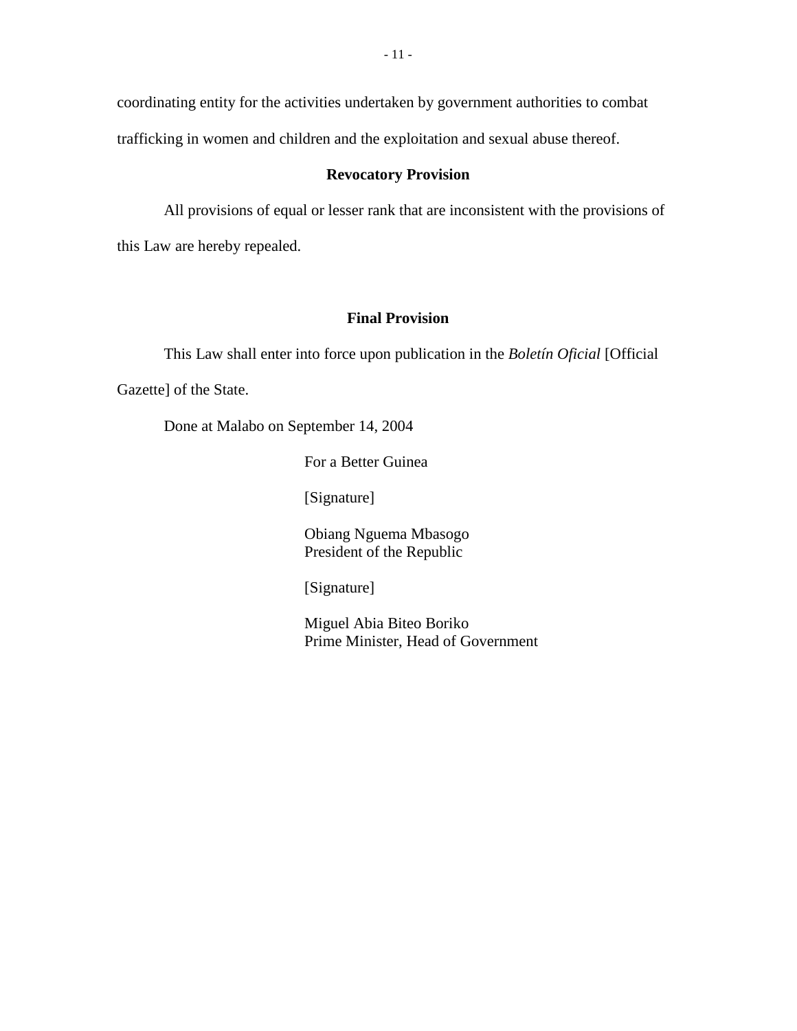coordinating entity for the activities undertaken by government authorities to combat trafficking in women and children and the exploitation and sexual abuse thereof.

**Revocatory Provision**

All provisions of equal or lesser rank that are inconsistent with the provisions of this Law are hereby repealed.

**Final Provision**

This Law shall enter into force upon publication in the *Boletín Oficial* [Official Gazette] of the State.

Done at Malabo on September 14, 2004

For a Better Guinea

[Signature]

Obiang Nguema Mbasogo
President of the Republic

[Signature]

Miguel Abia Biteo Boriko
Prime Minister, Head of Government